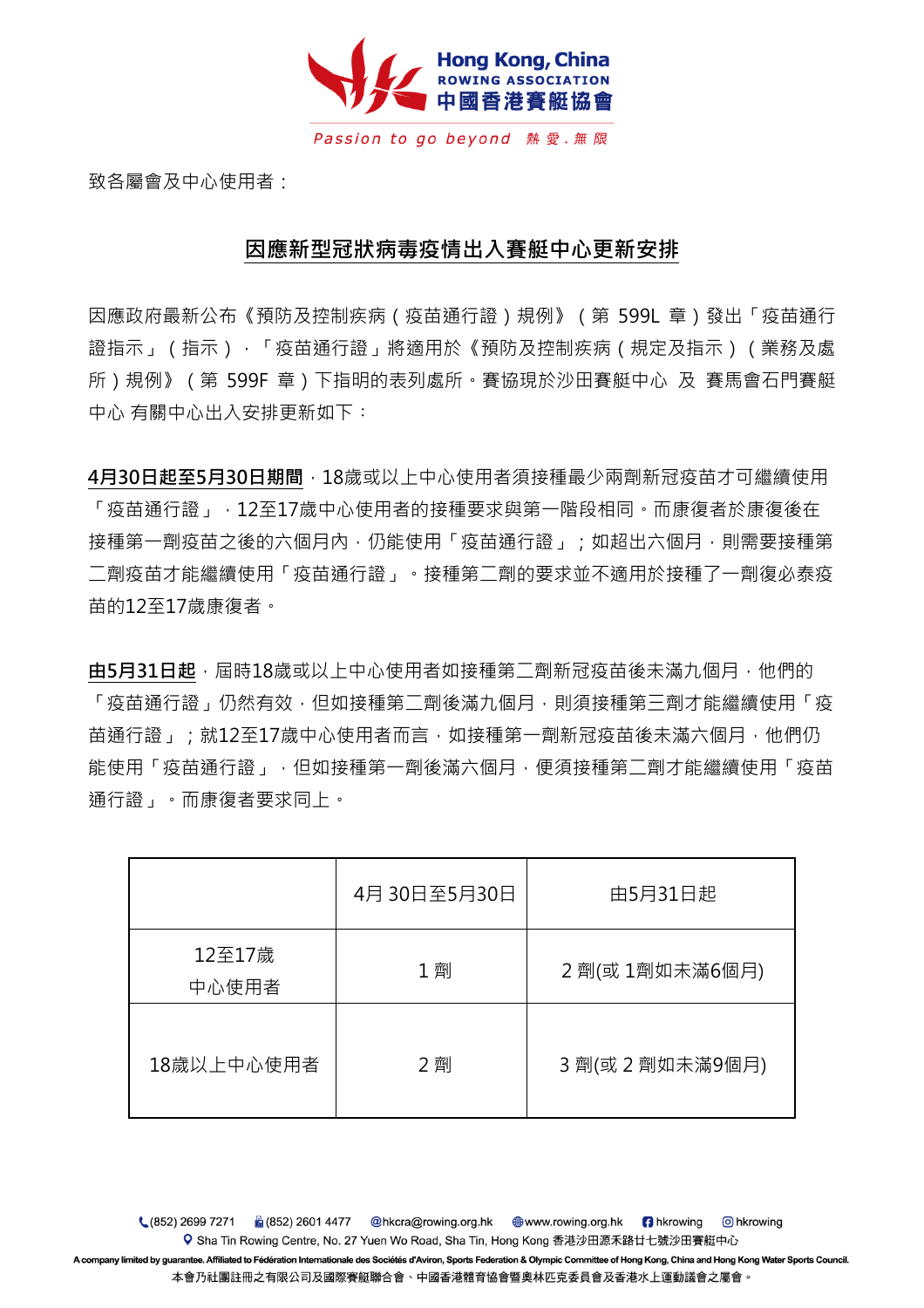Hong Kong, China
ROWING ASSOCIATION
中國香港賽艇協會

Passion to go beyond 熱愛.無限

致各屬會及中心使用者：

## 因應新型冠狀病毒疫情出入賽艇中心更新安排

因應政府最新公布《預防及控制疾病（疫苗通行證）規例》（第 599L 章）發出「疫苗通行證指示」（指示），「疫苗通行證」將適用於《預防及控制疾病（規定及指示）（業務及處所）規例》（第 599F 章）下指明的表列處所。賽協現於沙田賽艇中心 及 賽馬會石門賽艇中心 有關中心出入安排更新如下：

**4月30日起至5月30日期間**，18歲或以上中心使用者須接種最少兩劑新冠疫苗才可繼續使用「疫苗通行證」，12至17歲中心使用者的接種要求與第一階段相同。而康復者於康復後在接種第一劑疫苗之後的六個月內，仍能使用「疫苗通行證」；如超出六個月，則需要接種第二劑疫苗才能繼續使用「疫苗通行證」。接種第二劑的要求並不適用於接種了一劑復必泰疫苗的12至17歲康復者。

**由5月31日起**，屆時18歲或以上中心使用者如接種第二劑新冠疫苗後未滿九個月，他們的「疫苗通行證」仍然有效，但如接種第二劑後滿九個月，則須接種第三劑才能繼續使用「疫苗通行證」；就12至17歲中心使用者而言，如接種第一劑新冠疫苗後未滿六個月，他們仍能使用「疫苗通行證」，但如接種第一劑後滿六個月，便須接種第二劑才能繼續使用「疫苗通行證」。而康復者要求同上。

| | 4月 30日至5月30日 | 由5月31日起 |
|---|---|---|
| 12至17歲 中心使用者 | 1 劑 | 2 劑(或 1劑如未滿6個月) |
| 18歲以上中心使用者 | 2 劑 | 3 劑(或 2 劑如未滿9個月) |

(852) 2699 7271 (852) 2601 4477 @hkcra@rowing.org.hk www.rowing.org.hk hkrowing hkrowing
Sha Tin Rowing Centre, No. 27 Yuen Wo Road, Sha Tin, Hong Kong 香港沙田源禾路廿七號沙田賽艇中心
A company limited by guarantee. Affiliated to Fédération Internationale des Sociétés d'Aviron, Sports Federation & Olympic Committee of Hong Kong, China and Hong Kong Water Sports Council.
本會乃社團註冊之有限公司及國際賽艇聯合會、中國香港體育協會暨奧林匹克委員會及香港水上運動議會之屬會。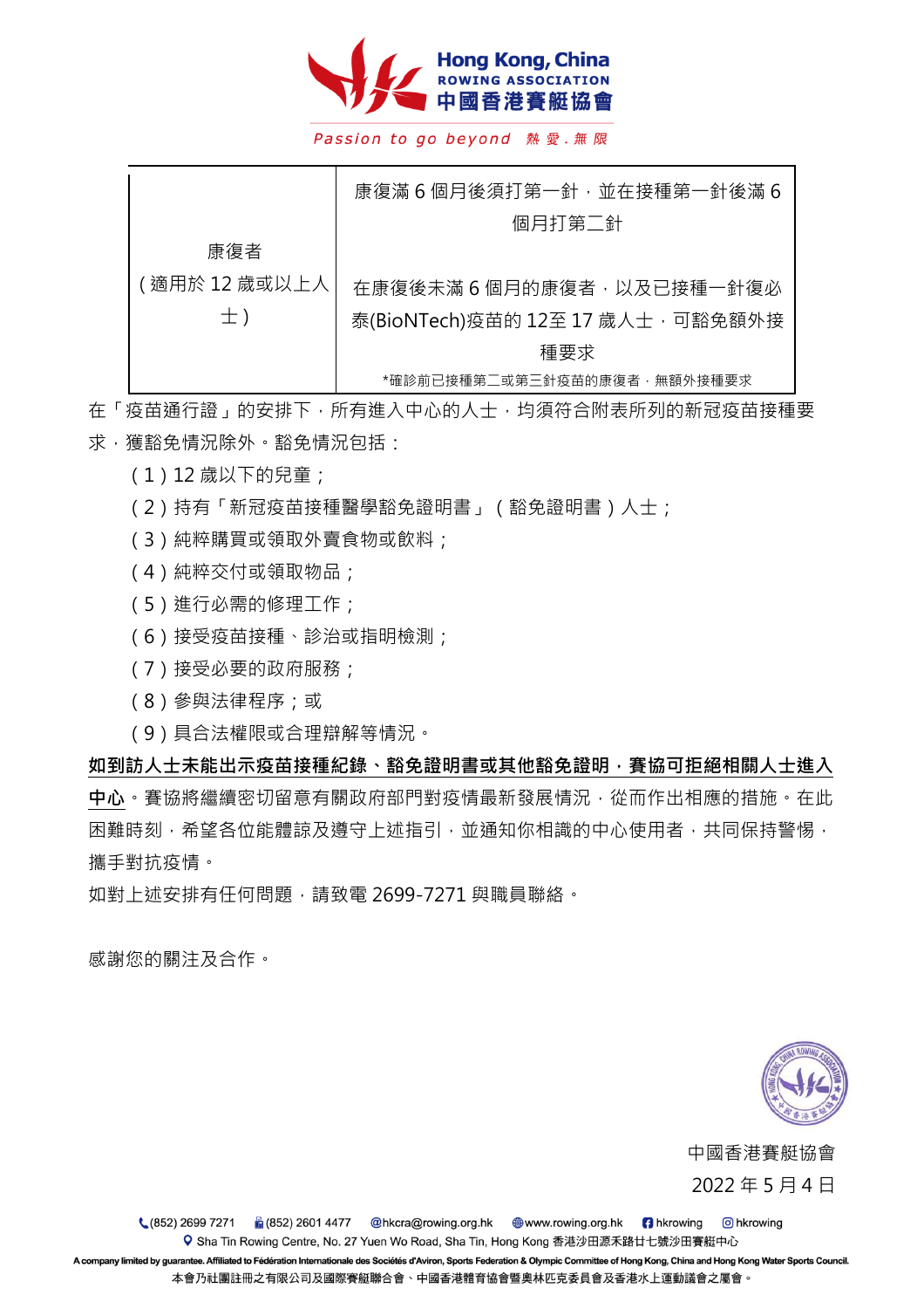| 康復者（適用於 12 歲或以上人士） | 康復滿 6 個月後須打第一針，並在接種第一針後滿 6 個月打第二針<br><br>在康復後未滿 6 個月的康復者，以及已接種一針復必泰(BioNTech)疫苗的 12至 17 歲人士，可豁免額外接種要求<br>*確診前已接種第二或第三針疫苗的康復者，無額外接種要求 |
|---|---|

在「疫苗通行證」的安排下，所有進入中心的人士，均須符合附表所列的新冠疫苗接種要求，獲豁免情況除外。豁免情況包括：

（1）12 歲以下的兒童；
（2）持有「新冠疫苗接種醫學豁免證明書」（豁免證明書）人士；
（3）純粹購買或領取外賣食物或飲料；
（4）純粹交付或領取物品；
（5）進行必需的修理工作；
（6）接受疫苗接種、診治或指明檢測；
（7）接受必要的政府服務；
（8）參與法律程序；或
（9）具合法權限或合理辯解等情況。

**如到訪人士未能出示疫苗接種紀錄、豁免證明書或其他豁免證明，賽協可拒絕相關人士進入中心**。賽協將繼續密切留意有關政府部門對疫情最新發展情況，從而作出相應的措施。在此困難時刻，希望各位能體諒及遵守上述指引，並通知你相識的中心使用者，共同保持警惕，攜手對抗疫情。

如對上述安排有任何問題，請致電 2699-7271 與職員聯絡。

感謝您的關注及合作。

中國香港賽艇協會
2022 年 5 月 4 日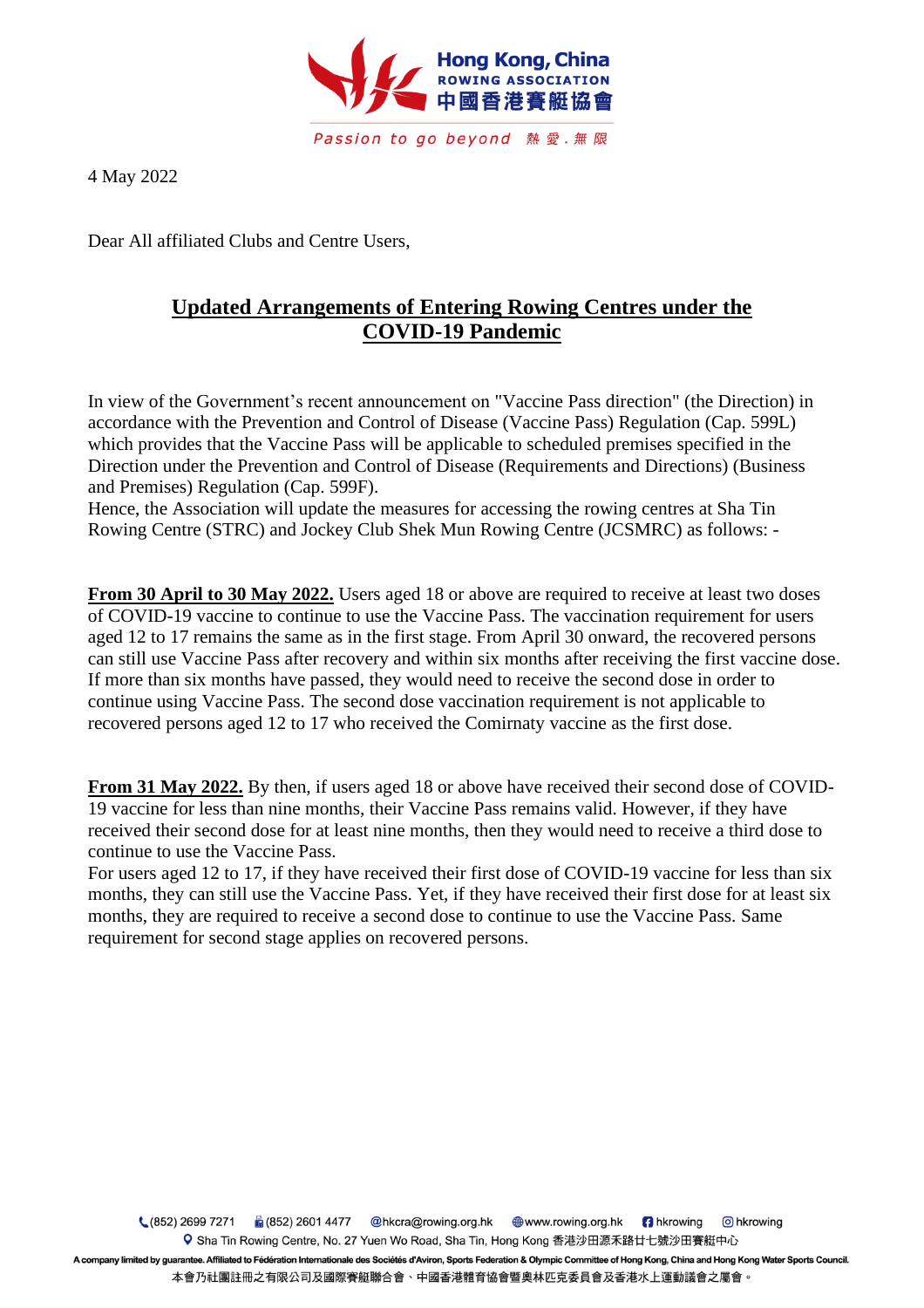4 May 2022

Dear All affiliated Clubs and Centre Users,

## Updated Arrangements of Entering Rowing Centres under the COVID-19 Pandemic

In view of the Government's recent announcement on "Vaccine Pass direction" (the Direction) in accordance with the Prevention and Control of Disease (Vaccine Pass) Regulation (Cap. 599L) which provides that the Vaccine Pass will be applicable to scheduled premises specified in the Direction under the Prevention and Control of Disease (Requirements and Directions) (Business and Premises) Regulation (Cap. 599F).
Hence, the Association will update the measures for accessing the rowing centres at Sha Tin Rowing Centre (STRC) and Jockey Club Shek Mun Rowing Centre (JCSMRC) as follows: -

**From 30 April to 30 May 2022.** Users aged 18 or above are required to receive at least two doses of COVID-19 vaccine to continue to use the Vaccine Pass. The vaccination requirement for users aged 12 to 17 remains the same as in the first stage. From April 30 onward, the recovered persons can still use Vaccine Pass after recovery and within six months after receiving the first vaccine dose. If more than six months have passed, they would need to receive the second dose in order to continue using Vaccine Pass. The second dose vaccination requirement is not applicable to recovered persons aged 12 to 17 who received the Comirnaty vaccine as the first dose.

**From 31 May 2022.** By then, if users aged 18 or above have received their second dose of COVID-19 vaccine for less than nine months, their Vaccine Pass remains valid. However, if they have received their second dose for at least nine months, then they would need to receive a third dose to continue to use the Vaccine Pass.
For users aged 12 to 17, if they have received their first dose of COVID-19 vaccine for less than six months, they can still use the Vaccine Pass. Yet, if they have received their first dose for at least six months, they are required to receive a second dose to continue to use the Vaccine Pass. Same requirement for second stage applies on recovered persons.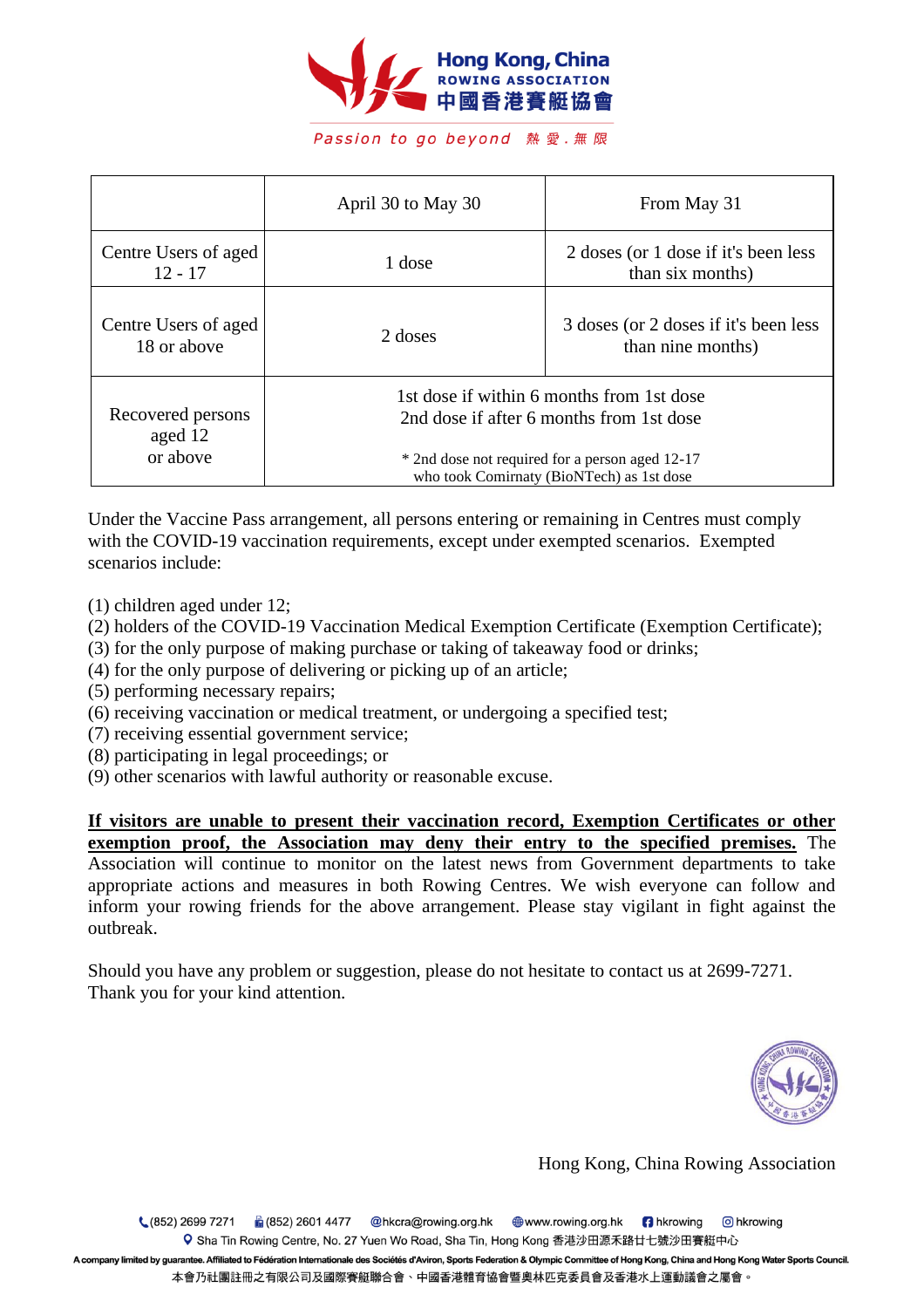| | April 30 to May 30 | From May 31 |
|---|---|---|
| Centre Users of aged 12 - 17 | 1 dose | 2 doses (or 1 dose if it's been less than six months) |
| Centre Users of aged 18 or above | 2 doses | 3 doses (or 2 doses if it's been less than nine months) |
| Recovered persons aged 12 or above | 1st dose if within 6 months from 1st dose<br>2nd dose if after 6 months from 1st dose<br><br>* 2nd dose not required for a person aged 12-17 who took Comirnaty (BioNTech) as 1st dose | |

Under the Vaccine Pass arrangement, all persons entering or remaining in Centres must comply with the COVID-19 vaccination requirements, except under exempted scenarios. Exempted scenarios include:

(1) children aged under 12;
(2) holders of the COVID-19 Vaccination Medical Exemption Certificate (Exemption Certificate);
(3) for the only purpose of making purchase or taking of takeaway food or drinks;
(4) for the only purpose of delivering or picking up of an article;
(5) performing necessary repairs;
(6) receiving vaccination or medical treatment, or undergoing a specified test;
(7) receiving essential government service;
(8) participating in legal proceedings; or
(9) other scenarios with lawful authority or reasonable excuse.

**If visitors are unable to present their vaccination record, Exemption Certificates or other exemption proof, the Association may deny their entry to the specified premises.** The Association will continue to monitor on the latest news from Government departments to take appropriate actions and measures in both Rowing Centres. We wish everyone can follow and inform your rowing friends for the above arrangement. Please stay vigilant in fight against the outbreak.

Should you have any problem or suggestion, please do not hesitate to contact us at 2699-7271. Thank you for your kind attention.

Hong Kong, China Rowing Association